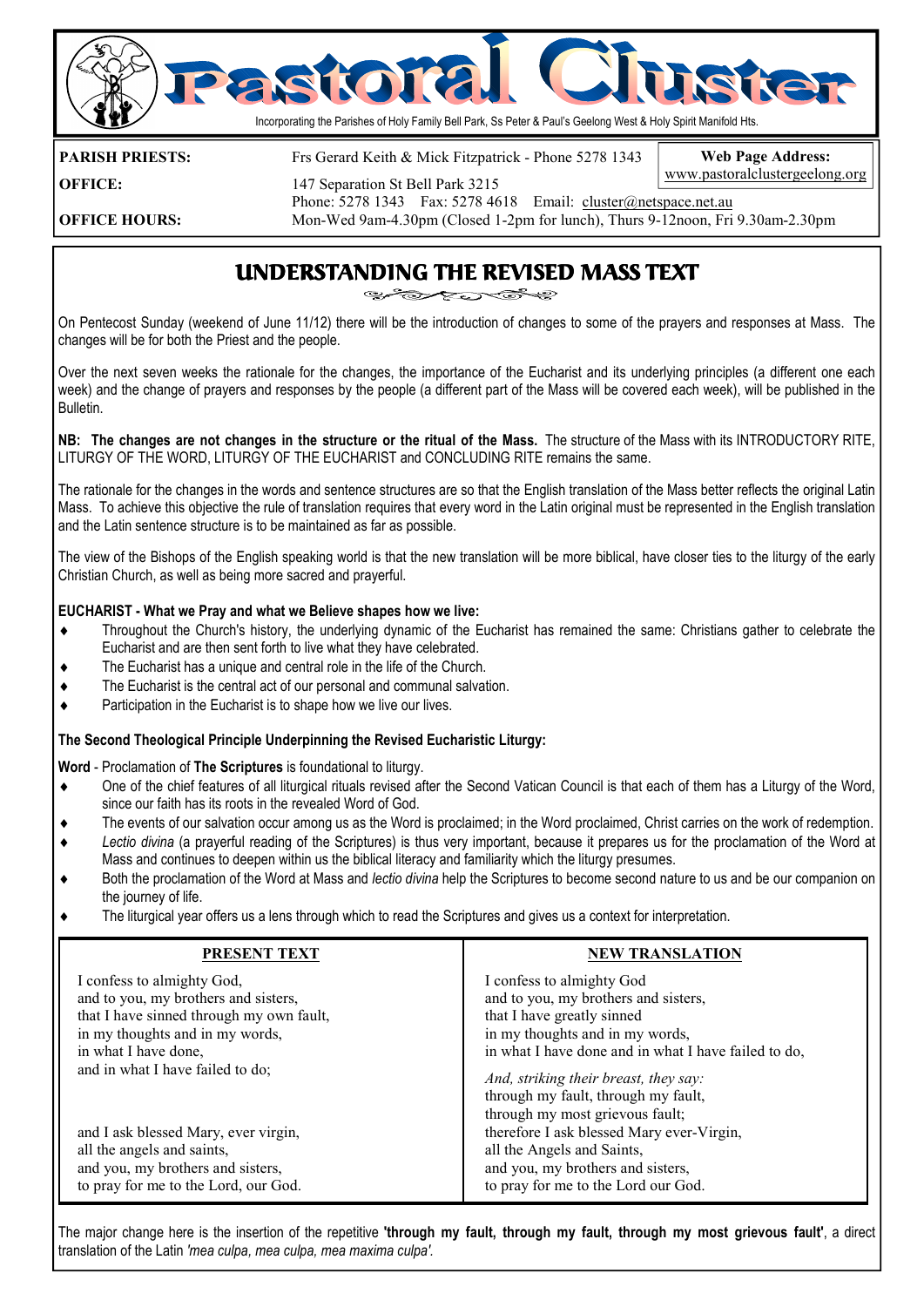# Pastoral Cluster

Incorporating the Parishes of Holy Family Bell Park, Ss Peter & Paul's Geelong West & Holy Spirit Manifold Hts.

**PARISH PRIESTS:** Frs Gerard Keith & Mick Fitzpatrick - Phone 5278 1343

**Web Page Address:** www.pastoralclustergeelong.org

**OFFICE:** 147 Separation St Bell Park 3215
Phone: 5278 1343 Fax: 5278 4618 Email: cluster@netspace.net.au

**OFFICE HOURS:** Mon-Wed 9am-4.30pm (Closed 1-2pm for lunch), Thurs 9-12noon, Fri 9.30am-2.30pm

## UNDERSTANDING THE REVISED MASS TEXT

On Pentecost Sunday (weekend of June 11/12) there will be the introduction of changes to some of the prayers and responses at Mass. The changes will be for both the Priest and the people.

Over the next seven weeks the rationale for the changes, the importance of the Eucharist and its underlying principles (a different one each week) and the change of prayers and responses by the people (a different part of the Mass will be covered each week), will be published in the Bulletin.

**NB: The changes are not changes in the structure or the ritual of the Mass.** The structure of the Mass with its INTRODUCTORY RITE, LITURGY OF THE WORD, LITURGY OF THE EUCHARIST and CONCLUDING RITE remains the same.

The rationale for the changes in the words and sentence structures are so that the English translation of the Mass better reflects the original Latin Mass. To achieve this objective the rule of translation requires that every word in the Latin original must be represented in the English translation and the Latin sentence structure is to be maintained as far as possible.

The view of the Bishops of the English speaking world is that the new translation will be more biblical, have closer ties to the liturgy of the early Christian Church, as well as being more sacred and prayerful.

**EUCHARIST - What we Pray and what we Believe shapes how we live:**

- Throughout the Church's history, the underlying dynamic of the Eucharist has remained the same: Christians gather to celebrate the Eucharist and are then sent forth to live what they have celebrated.
- The Eucharist has a unique and central role in the life of the Church.
- The Eucharist is the central act of our personal and communal salvation.
- Participation in the Eucharist is to shape how we live our lives.

**The Second Theological Principle Underpinning the Revised Eucharistic Liturgy:**

**Word** - Proclamation of **The Scriptures** is foundational to liturgy.

- One of the chief features of all liturgical rituals revised after the Second Vatican Council is that each of them has a Liturgy of the Word, since our faith has its roots in the revealed Word of God.
- The events of our salvation occur among us as the Word is proclaimed; in the Word proclaimed, Christ carries on the work of redemption.
- *Lectio divina* (a prayerful reading of the Scriptures) is thus very important, because it prepares us for the proclamation of the Word at Mass and continues to deepen within us the biblical literacy and familiarity which the liturgy presumes.
- Both the proclamation of the Word at Mass and *lectio divina* help the Scriptures to become second nature to us and be our companion on the journey of life.
- The liturgical year offers us a lens through which to read the Scriptures and gives us a context for interpretation.

| PRESENT TEXT | NEW TRANSLATION |
|---|---|
| I confess to almighty God,<br>and to you, my brothers and sisters,<br>that I have sinned through my own fault,<br>in my thoughts and in my words,<br>in what I have done,<br>and in what I have failed to do; | I confess to almighty God<br>and to you, my brothers and sisters,<br>that I have greatly sinned<br>in my thoughts and in my words,<br>in what I have done and in what I have failed to do, |
| | *And, striking their breast, they say:*<br>through my fault, through my fault,<br>through my most grievous fault; |
| and I ask blessed Mary, ever virgin,<br>all the angels and saints,<br>and you, my brothers and sisters,<br>to pray for me to the Lord, our God. | therefore I ask blessed Mary ever-Virgin,<br>all the Angels and Saints,<br>and you, my brothers and sisters,<br>to pray for me to the Lord our God. |

The major change here is the insertion of the repetitive **'through my fault, through my fault, through my most grievous fault'**, a direct translation of the Latin *'mea culpa, mea culpa, mea maxima culpa'.*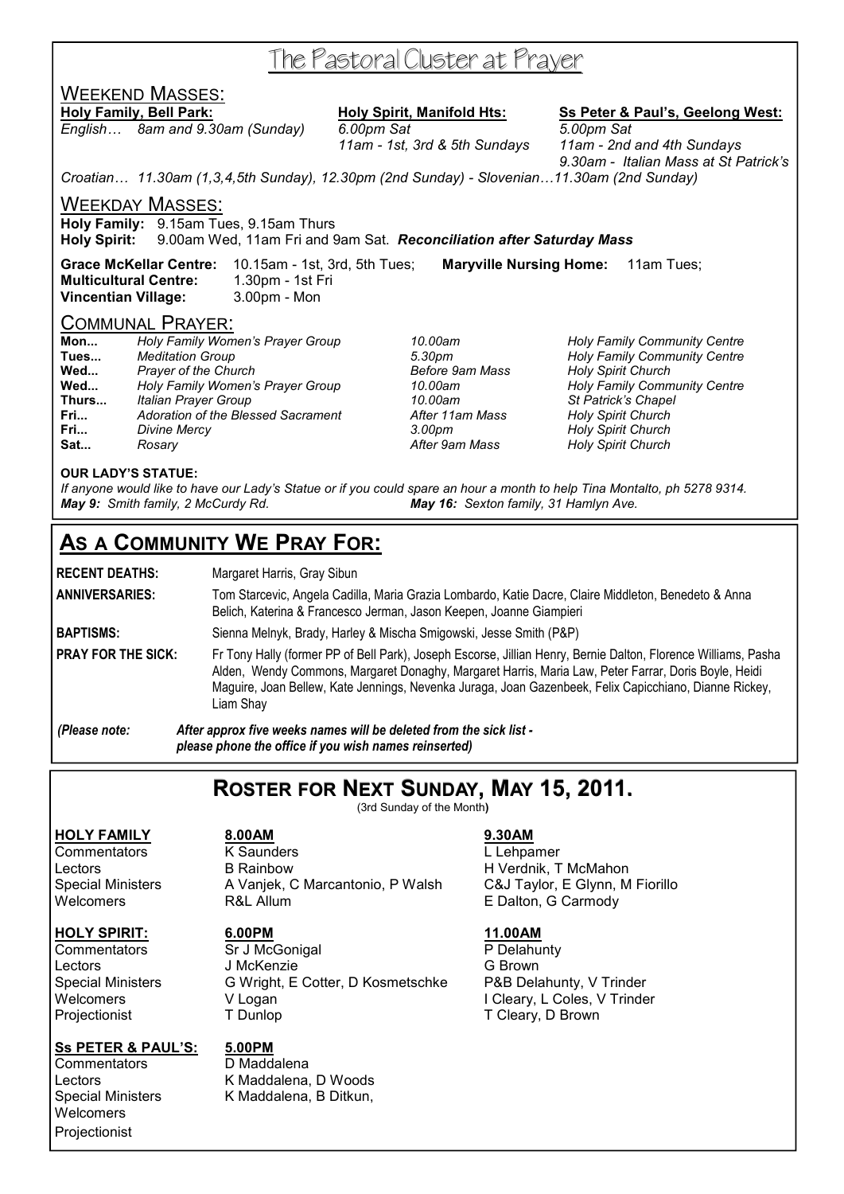# The Pastoral Cluster at Prayer

## Weekend Masses:

**Holy Family, Bell Park:**
*English… 8am and 9.30am (Sunday)*

**Holy Spirit, Manifold Hts:**
*6.00pm Sat*
*11am - 1st, 3rd & 5th Sundays*

**Ss Peter & Paul's, Geelong West:**
*5.00pm Sat*
*11am - 2nd and 4th Sundays*
*9.30am - Italian Mass at St Patrick's*

*Croatian… 11.30am (1,3,4,5th Sunday), 12.30pm (2nd Sunday) - Slovenian…11.30am (2nd Sunday)*

## Weekday Masses:

**Holy Family:** 9.15am Tues, 9.15am Thurs
**Holy Spirit:** 9.00am Wed, 11am Fri and 9am Sat. ***Reconciliation after Saturday Mass***

**Grace McKellar Centre:** 10.15am - 1st, 3rd, 5th Tues; **Maryville Nursing Home:** 11am Tues;
**Multicultural Centre:** 1.30pm - 1st Fri
**Vincentian Village:** 3.00pm - Mon

## Communal Prayer:

| | | | |
|---|---|---|---|
| **Mon...** | *Holy Family Women's Prayer Group* | *10.00am* | *Holy Family Community Centre* |
| **Tues...** | *Meditation Group* | *5.30pm* | *Holy Family Community Centre* |
| **Wed...** | *Prayer of the Church* | *Before 9am Mass* | *Holy Spirit Church* |
| **Wed...** | *Holy Family Women's Prayer Group* | *10.00am* | *Holy Family Community Centre* |
| **Thurs...** | *Italian Prayer Group* | *10.00am* | *St Patrick's Chapel* |
| **Fri...** | *Adoration of the Blessed Sacrament* | *After 11am Mass* | *Holy Spirit Church* |
| **Fri...** | *Divine Mercy* | *3.00pm* | *Holy Spirit Church* |
| **Sat...** | *Rosary* | *After 9am Mass* | *Holy Spirit Church* |

**OUR LADY'S STATUE:**
*If anyone would like to have our Lady's Statue or if you could spare an hour a month to help Tina Montalto, ph 5278 9314.*
***May 9:** Smith family, 2 McCurdy Rd.* ***May 16:** Sexton family, 31 Hamlyn Ave.*

# As a Community We Pray For:

**RECENT DEATHS:** Margaret Harris, Gray Sibun

**ANNIVERSARIES:** Tom Starcevic, Angela Cadilla, Maria Grazia Lombardo, Katie Dacre, Claire Middleton, Benedeto & Anna Belich, Katerina & Francesco Jerman, Jason Keepen, Joanne Giampieri

**BAPTISMS:** Sienna Melnyk, Brady, Harley & Mischa Smigowski, Jesse Smith (P&P)

**PRAY FOR THE SICK:** Fr Tony Hally (former PP of Bell Park), Joseph Escorse, Jillian Henry, Bernie Dalton, Florence Williams, Pasha Alden, Wendy Commons, Margaret Donaghy, Margaret Harris, Maria Law, Peter Farrar, Doris Boyle, Heidi Maguire, Joan Bellew, Kate Jennings, Nevenka Juraga, Joan Gazenbeek, Felix Capicchiano, Dianne Rickey, Liam Shay

*(Please note:* ***After approx five weeks names will be deleted from the sick list - please phone the office if you wish names reinserted)***

# Roster for Next Sunday, May 15, 2011.

(3rd Sunday of the Month)

| **HOLY FAMILY** | **8.00AM** | **9.30AM** |
|---|---|---|
| Commentators | K Saunders | L Lehpamer |
| Lectors | B Rainbow | H Verdnik, T McMahon |
| Special Ministers | A Vanjek, C Marcantonio, P Walsh | C&J Taylor, E Glynn, M Fiorillo |
| Welcomers | R&L Allum | E Dalton, G Carmody |

| **HOLY SPIRIT:** | **6.00PM** | **11.00AM** |
|---|---|---|
| Commentators | Sr J McGonigal | P Delahunty |
| Lectors | J McKenzie | G Brown |
| Special Ministers | G Wright, E Cotter, D Kosmetschke | P&B Delahunty, V Trinder |
| Welcomers | V Logan | I Cleary, L Coles, V Trinder |
| Projectionist | T Dunlop | T Cleary, D Brown |

| **Ss PETER & PAUL'S:** | **5.00PM** |
|---|---|
| Commentators | D Maddalena |
| Lectors | K Maddalena, D Woods |
| Special Ministers | K Maddalena, B Ditkun, |
| Welcomers | |
| Projectionist | |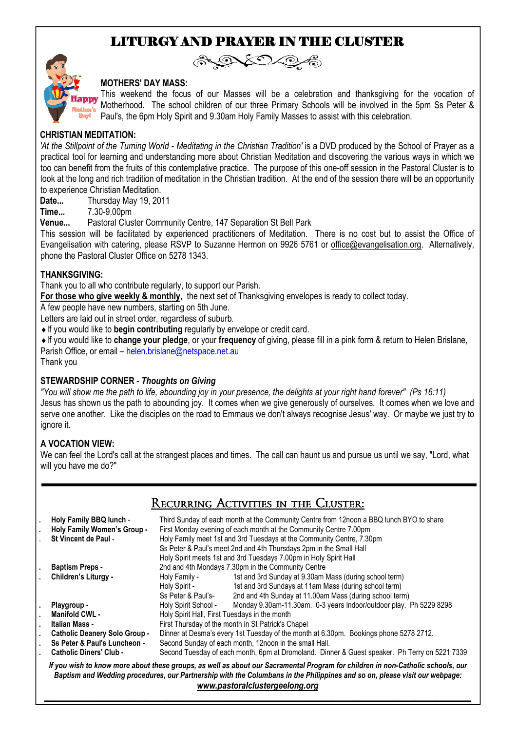# LITURGY AND PRAYER IN THE CLUSTER

**MOTHERS' DAY MASS:**

This weekend the focus of our Masses will be a celebration and thanksgiving for the vocation of Motherhood. The school children of our three Primary Schools will be involved in the 5pm Ss Peter & Paul's, the 6pm Holy Spirit and 9.30am Holy Family Masses to assist with this celebration.

**CHRISTIAN MEDITATION:**

*'At the Stillpoint of the Turning World - Meditating in the Christian Tradition'* is a DVD produced by the School of Prayer as a practical tool for learning and understanding more about Christian Meditation and discovering the various ways in which we too can benefit from the fruits of this contemplative practice. The purpose of this one-off session in the Pastoral Cluster is to look at the long and rich tradition of meditation in the Christian tradition. At the end of the session there will be an opportunity to experience Christian Meditation.

**Date...** Thursday May 19, 2011
**Time...** 7.30-9.00pm
**Venue...** Pastoral Cluster Community Centre, 147 Separation St Bell Park

This session will be facilitated by experienced practitioners of Meditation. There is no cost but to assist the Office of Evangelisation with catering, please RSVP to Suzanne Hermon on 9926 5761 or office@evangelisation.org. Alternatively, phone the Pastoral Cluster Office on 5278 1343.

**THANKSGIVING:**

Thank you to all who contribute regularly, to support our Parish.

**For those who give weekly & monthly**, the next set of Thanksgiving envelopes is ready to collect today.

A few people have new numbers, starting on 5th June.

Letters are laid out in street order, regardless of suburb.

- If you would like to **begin contributing** regularly by envelope or credit card.
- If you would like to **change your pledge**, or your **frequency** of giving, please fill in a pink form & return to Helen Brislane, Parish Office, or email – helen.brislane@netspace.net.au

Thank you

**STEWARDSHIP CORNER** - ***Thoughts on Giving***

*"You will show me the path to life, abounding joy in your presence, the delights at your right hand forever" (Ps 16:11)*

Jesus has shown us the path to abounding joy. It comes when we give generously of ourselves. It comes when we love and serve one another. Like the disciples on the road to Emmaus we don't always recognise Jesus' way. Or maybe we just try to ignore it.

**A VOCATION VIEW:**

We can feel the Lord's call at the strangest places and times. The call can haunt us and pursue us until we say, "Lord, what will you have me do?"

## Recurring Activities in the Cluster:

| | | |
|---|---|---|
| **Holy Family BBQ lunch** - | Third Sunday of each month at the Community Centre from 12noon a BBQ lunch BYO to share | |
| **Holy Family Women's Group** - | First Monday evening of each month at the Community Centre 7.00pm | |
| **St Vincent de Paul** - | Holy Family meet 1st and 3rd Tuesdays at the Community Centre, 7.30pm | |
| | Ss Peter & Paul's meet 2nd and 4th Thursdays 2pm in the Small Hall | |
| | Holy Spirit meets 1st and 3rd Tuesdays 7.00pm in Holy Spirit Hall | |
| **Baptism Preps** - | 2nd and 4th Mondays 7.30pm in the Community Centre | |
| **Children's Liturgy** - | Holy Family - | 1st and 3rd Sunday at 9.30am Mass (during school term) |
| | Holy Spirit - | 1st and 3rd Sundays at 11am Mass (during school term) |
| | Ss Peter & Paul's- | 2nd and 4th Sunday at 11.00am Mass (during school term) |
| **Playgroup** - | Holy Spirit School - | Monday 9.30am-11.30am. 0-3 years Indoor/outdoor play. Ph 5229 8298 |
| **Manifold CWL** - | Holy Spirit Hall, First Tuesdays in the month | |
| **Italian Mass** - | First Thursday of the month in St Patrick's Chapel | |
| **Catholic Deanery Solo Group** - | Dinner at Desma's every 1st Tuesday of the month at 6.30pm. Bookings phone 5278 2712. | |
| **Ss Peter & Paul's Luncheon** - | Second Sunday of each month, 12noon in the small Hall. | |
| **Catholic Diners' Club** - | Second Tuesday of each month, 6pm at Dromoland. Dinner & Guest speaker. Ph Terry on 5221 7339 | |

***If you wish to know more about these groups, as well as about our Sacramental Program for children in non-Catholic schools, our Baptism and Wedding procedures, our Partnership with the Columbans in the Philippines and so on, please visit our webpage:***

***www.pastoralclustergeelong.org***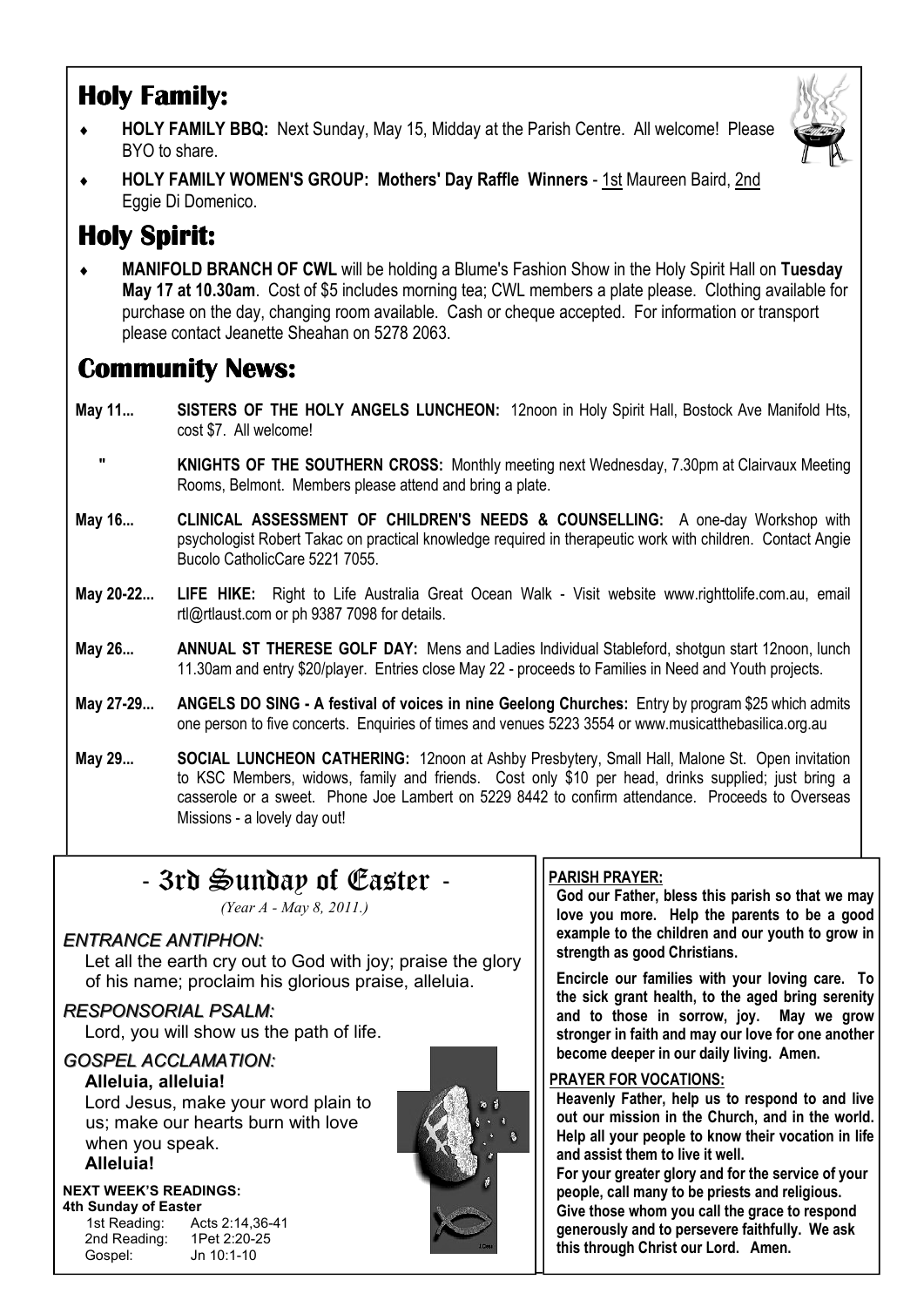## Holy Family:

- **HOLY FAMILY BBQ:** Next Sunday, May 15, Midday at the Parish Centre. All welcome! Please BYO to share.
- **HOLY FAMILY WOMEN'S GROUP: Mothers' Day Raffle Winners** - 1st Maureen Baird, 2nd Eggie Di Domenico.

## Holy Spirit:

- **MANIFOLD BRANCH OF CWL** will be holding a Blume's Fashion Show in the Holy Spirit Hall on **Tuesday May 17 at 10.30am**. Cost of $5 includes morning tea; CWL members a plate please. Clothing available for purchase on the day, changing room available. Cash or cheque accepted. For information or transport please contact Jeanette Sheahan on 5278 2063.

## Community News:

**May 11...** **SISTERS OF THE HOLY ANGELS LUNCHEON:** 12noon in Holy Spirit Hall, Bostock Ave Manifold Hts, cost $7. All welcome!

**"** **KNIGHTS OF THE SOUTHERN CROSS:** Monthly meeting next Wednesday, 7.30pm at Clairvaux Meeting Rooms, Belmont. Members please attend and bring a plate.

**May 16...** **CLINICAL ASSESSMENT OF CHILDREN'S NEEDS & COUNSELLING:** A one-day Workshop with psychologist Robert Takac on practical knowledge required in therapeutic work with children. Contact Angie Bucolo CatholicCare 5221 7055.

**May 20-22...** **LIFE HIKE:** Right to Life Australia Great Ocean Walk - Visit website www.righttolife.com.au, email rtl@rtlaust.com or ph 9387 7098 for details.

**May 26...** **ANNUAL ST THERESE GOLF DAY:** Mens and Ladies Individual Stableford, shotgun start 12noon, lunch 11.30am and entry $20/player. Entries close May 22 - proceeds to Families in Need and Youth projects.

**May 27-29...** **ANGELS DO SING - A festival of voices in nine Geelong Churches:** Entry by program $25 which admits one person to five concerts. Enquiries of times and venues 5223 3554 or www.musicatthebasilica.org.au

**May 29...** **SOCIAL LUNCHEON CATHERING:** 12noon at Ashby Presbytery, Small Hall, Malone St. Open invitation to KSC Members, widows, family and friends. Cost only $10 per head, drinks supplied; just bring a casserole or a sweet. Phone Joe Lambert on 5229 8442 to confirm attendance. Proceeds to Overseas Missions - a lovely day out!

## - 3rd Sunday of Easter -

*(Year A - May 8, 2011.)*

### *ENTRANCE ANTIPHON:*

Let all the earth cry out to God with joy; praise the glory of his name; proclaim his glorious praise, alleluia.

### *RESPONSORIAL PSALM:*

Lord, you will show us the path of life.

### *GOSPEL ACCLAMATION:*

**Alleluia, alleluia!**
Lord Jesus, make your word plain to us; make our hearts burn with love when you speak.
**Alleluia!**

**NEXT WEEK'S READINGS:**
**4th Sunday of Easter**

1st Reading: Acts 2:14,36-41
2nd Reading: 1Pet 2:20-25
Gospel: Jn 10:1-10

### PARISH PRAYER:

**God our Father, bless this parish so that we may love you more. Help the parents to be a good example to the children and our youth to grow in strength as good Christians.**

**Encircle our families with your loving care. To the sick grant health, to the aged bring serenity and to those in sorrow, joy. May we grow stronger in faith and may our love for one another become deeper in our daily living. Amen.**

### PRAYER FOR VOCATIONS:

**Heavenly Father, help us to respond to and live out our mission in the Church, and in the world. Help all your people to know their vocation in life and assist them to live it well.**
**For your greater glory and for the service of your people, call many to be priests and religious.**
**Give those whom you call the grace to respond generously and to persevere faithfully. We ask this through Christ our Lord. Amen.**